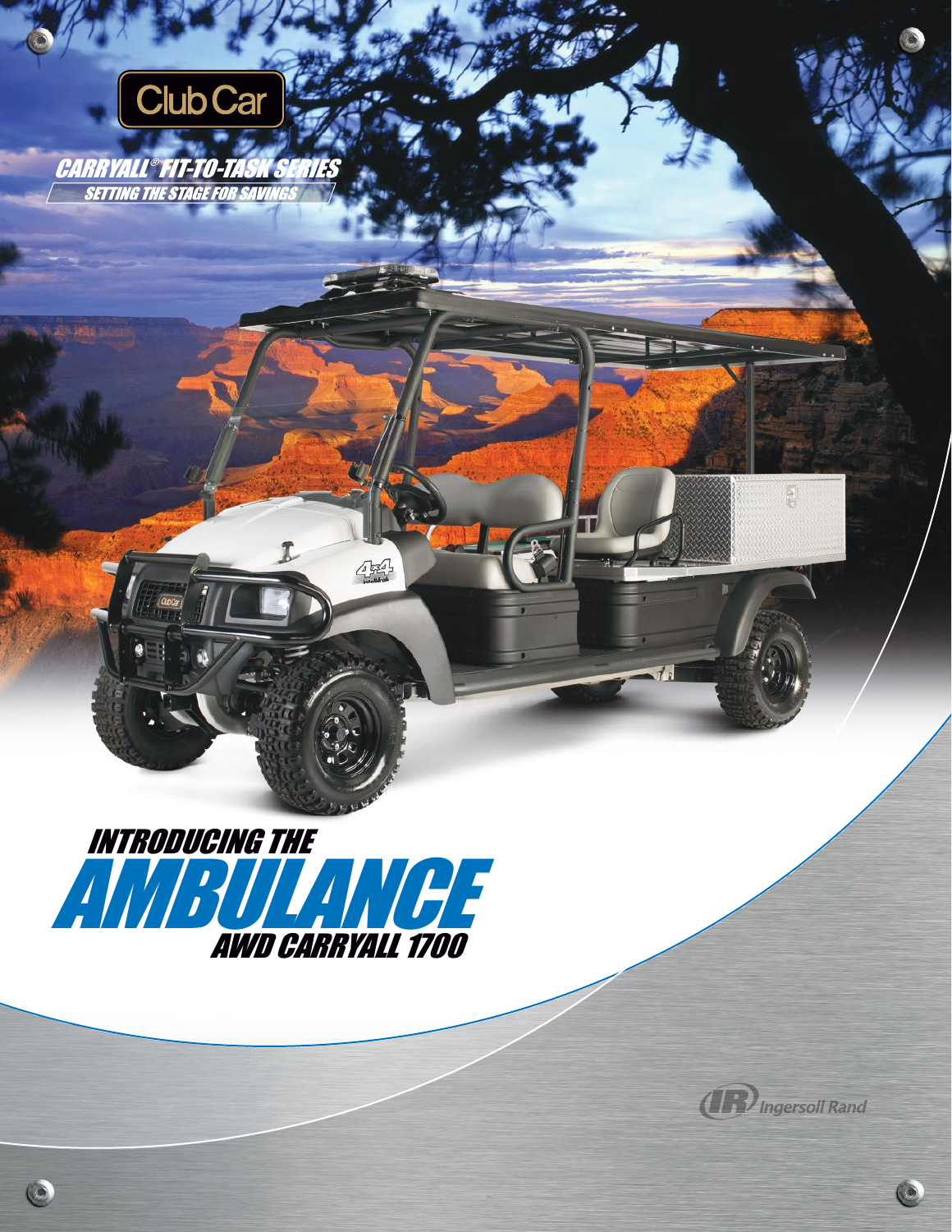Club Car®

*CARRYALL® FIT-TO-TASK SERIES*

*SETTING THE STAGE FOR SAVINGS*

# *INTRODUCING THE AMBULANCE AWD CARRYALL 1700*

Ingersoll Rand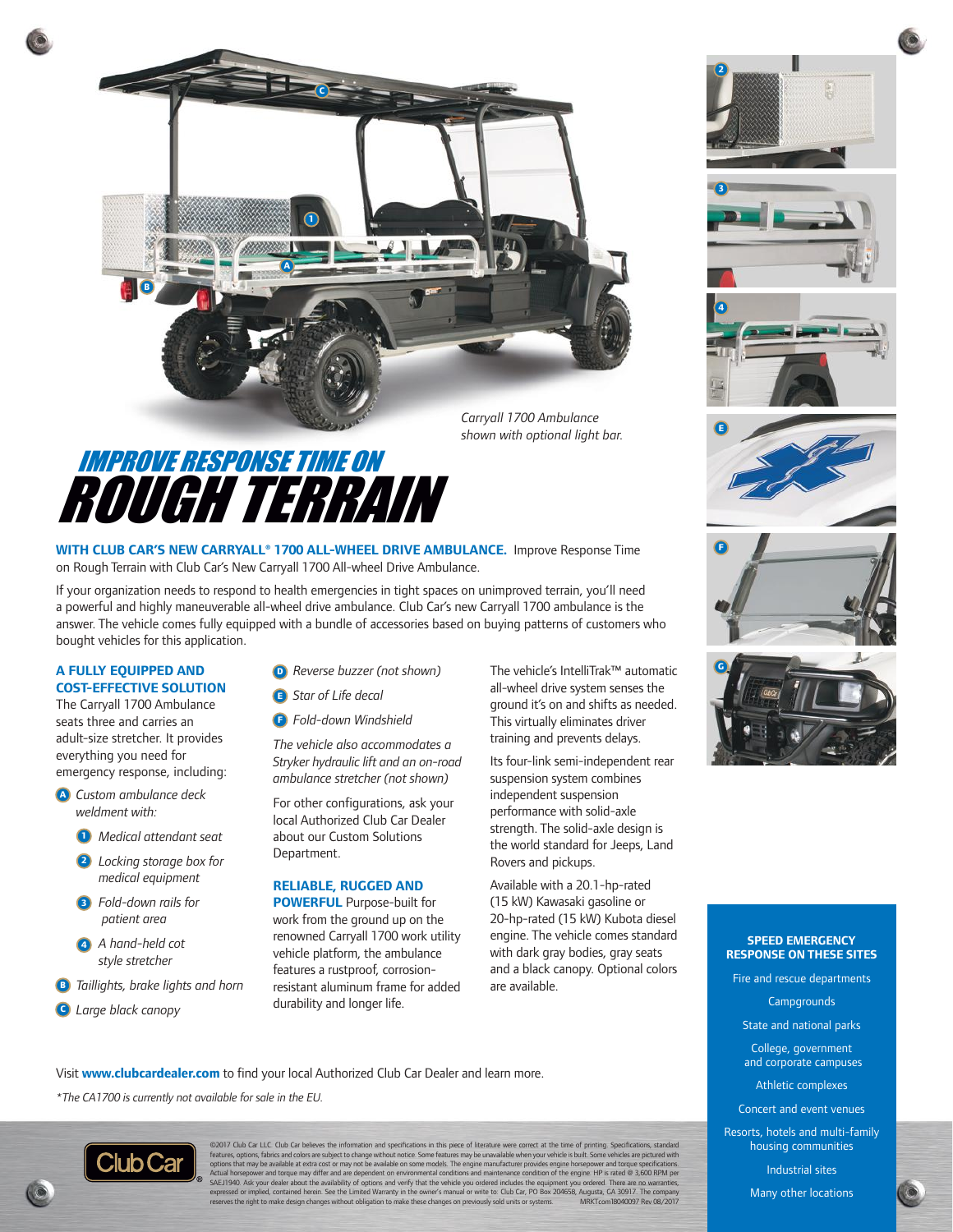Carryall 1700 Ambulance shown with optional light bar.

# IMPROVE RESPONSE TIME ON ROUGH TERRAIN

**WITH CLUB CAR'S NEW CARRYALL® 1700 ALL-WHEEL DRIVE AMBULANCE.** Improve Response Time on Rough Terrain with Club Car's New Carryall 1700 All-wheel Drive Ambulance.

If your organization needs to respond to health emergencies in tight spaces on unimproved terrain, you'll need a powerful and highly maneuverable all-wheel drive ambulance. Club Car's new Carryall 1700 ambulance is the answer. The vehicle comes fully equipped with a bundle of accessories based on buying patterns of customers who bought vehicles for this application.

## A FULLY EQUIPPED AND COST-EFFECTIVE SOLUTION

The Carryall 1700 Ambulance seats three and carries an adult-size stretcher. It provides everything you need for emergency response, including:

- A *Custom ambulance deck weldment with:*
  - 1 *Medical attendant seat*
  - 2 *Locking storage box for medical equipment*
  - 3 *Fold-down rails for patient area*
  - 4 *A hand-held cot style stretcher*
- B *Taillights, brake lights and horn*
- C *Large black canopy*
- D *Reverse buzzer (not shown)*
- E *Star of Life decal*
- F *Fold-down Windshield*

*The vehicle also accommodates a Stryker hydraulic lift and an on-road ambulance stretcher (not shown)*

For other configurations, ask your local Authorized Club Car Dealer about our Custom Solutions Department.

## RELIABLE, RUGGED AND POWERFUL

Purpose-built for work from the ground up on the renowned Carryall 1700 work utility vehicle platform, the ambulance features a rustproof, corrosion-resistant aluminum frame for added durability and longer life.

The vehicle's IntelliTrak™ automatic all-wheel drive system senses the ground it's on and shifts as needed. This virtually eliminates driver training and prevents delays.

Its four-link semi-independent rear suspension system combines independent suspension performance with solid-axle strength. The solid-axle design is the world standard for Jeeps, Land Rovers and pickups.

Available with a 20.1-hp-rated (15 kW) Kawasaki gasoline or 20-hp-rated (15 kW) Kubota diesel engine. The vehicle comes standard with dark gray bodies, gray seats and a black canopy. Optional colors are available.

Visit **www.clubcardealer.com** to find your local Authorized Club Car Dealer and learn more.

*\*The CA1700 is currently not available for sale in the EU.*

### SPEED EMERGENCY RESPONSE ON THESE SITES

- Fire and rescue departments
- Campgrounds
- State and national parks
- College, government and corporate campuses
- Athletic complexes
- Concert and event venues
- Resorts, hotels and multi-family housing communities
- Industrial sites
- Many other locations

Club Car

©2017 Club Car LLC. Club Car believes the information and specifications in this piece of literature were correct at the time of printing. Specifications, standard features, options, fabrics and colors are subject to change without notice. Some features may be unavailable when your vehicle is built. Some vehicles are pictured with options that may be available at extra cost or may not be available on some models. The engine manufacturer provides engine horsepower and torque specifications. Actual horsepower and torque may differ and are dependent on environmental conditions and maintenance condition of the engine. HP is rated @ 3,600 RPM per SAEJ1940. Ask your dealer about the availability of options and verify that the vehicle you ordered includes the equipment you ordered. There are no warranties, expressed or implied, contained herein. See the Limited Warranty in the owner's manual or write to: Club Car, PO Box 204658, Augusta, GA 30917. The company reserves the right to make design changes without obligation to make these changes on previously sold units or systems. MRKT.com18040097 Rev 08/2017